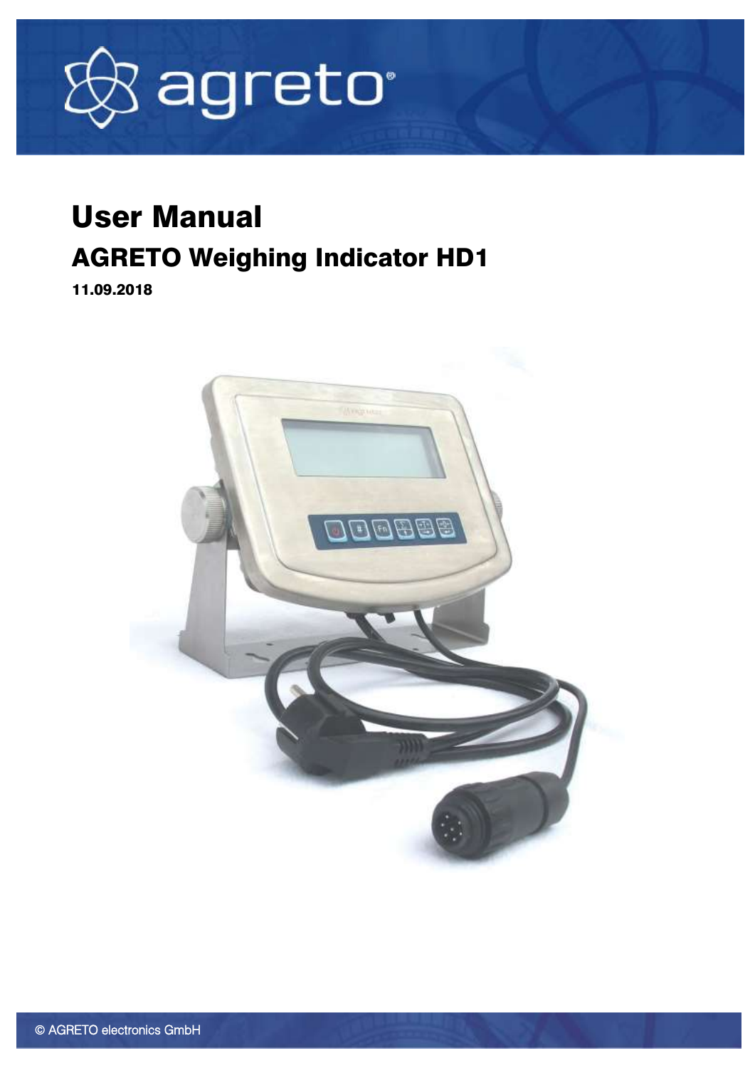agreto®

# User Manual

## AGRETO Weighing Indicator HD1

**11.09.2018**

© AGRETO electronics GmbH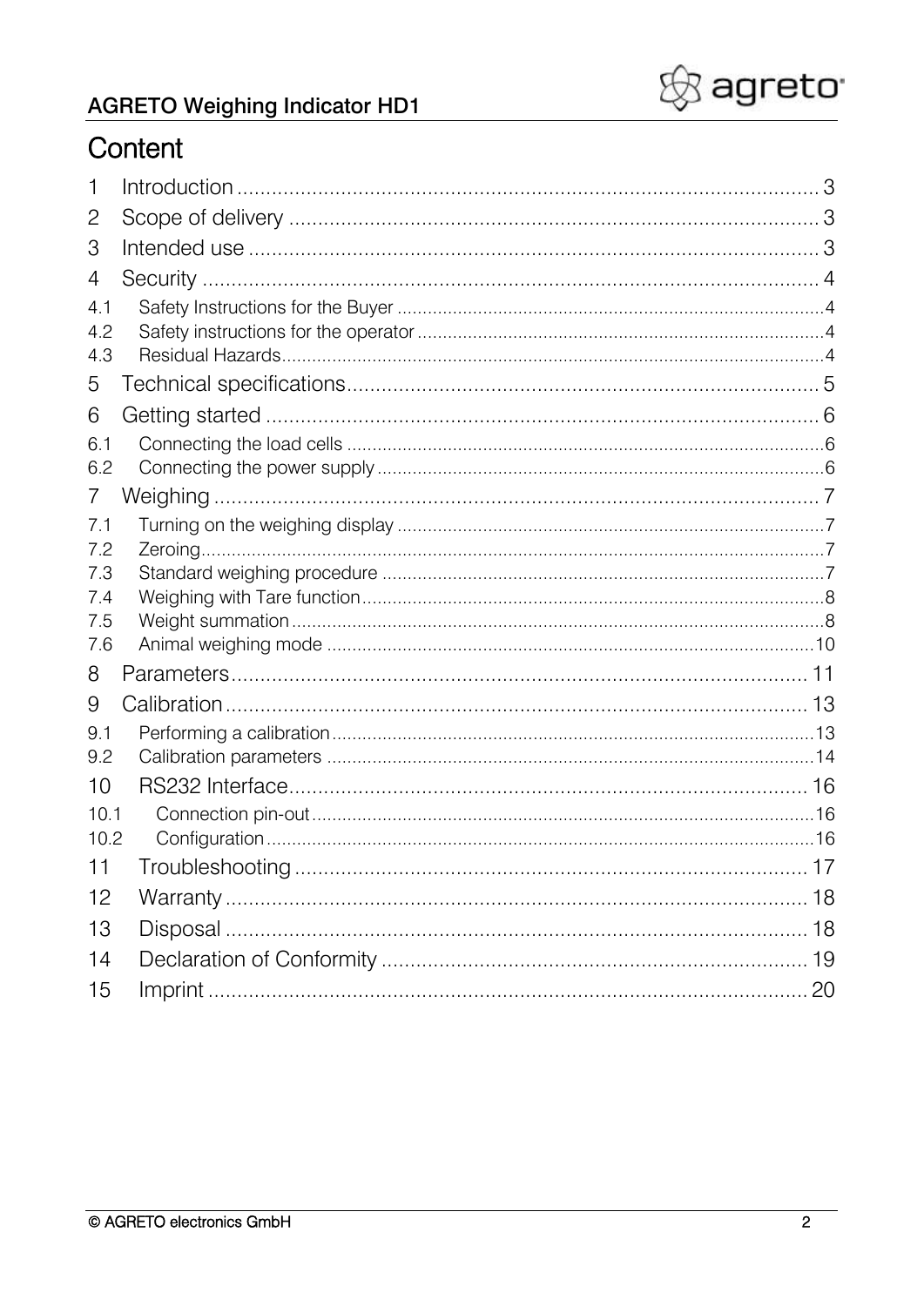# Content

1 Introduction ........ 3
2 Scope of delivery ........ 3
3 Intended use ........ 3
4 Security ........ 4
4.1 Safety Instructions for the Buyer ........ 4
4.2 Safety instructions for the operator ........ 4
4.3 Residual Hazards ........ 4
5 Technical specifications ........ 5
6 Getting started ........ 6
6.1 Connecting the load cells ........ 6
6.2 Connecting the power supply ........ 6
7 Weighing ........ 7
7.1 Turning on the weighing display ........ 7
7.2 Zeroing ........ 7
7.3 Standard weighing procedure ........ 7
7.4 Weighing with Tare function ........ 8
7.5 Weight summation ........ 8
7.6 Animal weighing mode ........ 10
8 Parameters ........ 11
9 Calibration ........ 13
9.1 Performing a calibration ........ 13
9.2 Calibration parameters ........ 14
10 RS232 Interface ........ 16
10.1 Connection pin-out ........ 16
10.2 Configuration ........ 16
11 Troubleshooting ........ 17
12 Warranty ........ 18
13 Disposal ........ 18
14 Declaration of Conformity ........ 19
15 Imprint ........ 20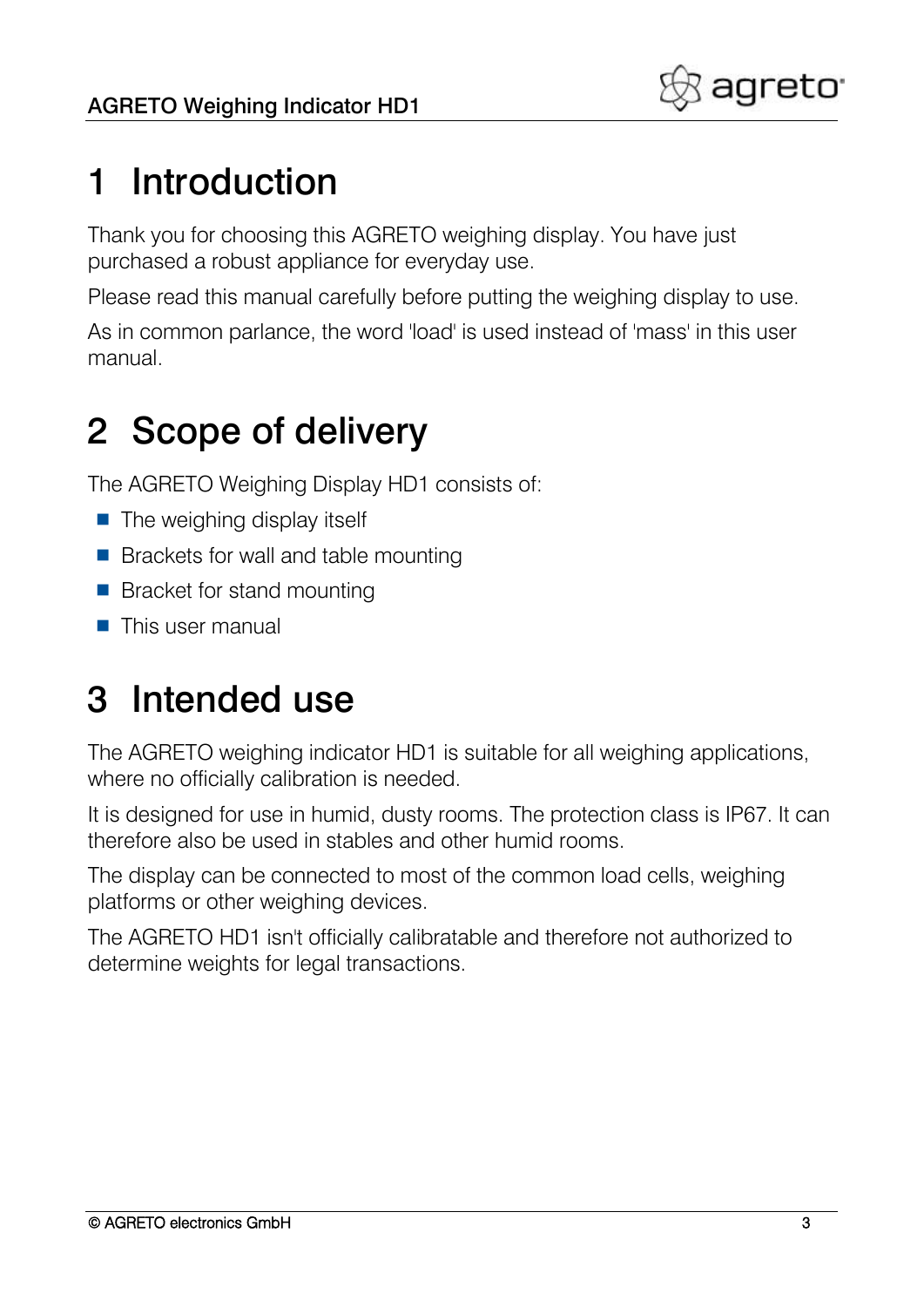# 1 Introduction

Thank you for choosing this AGRETO weighing display. You have just purchased a robust appliance for everyday use.

Please read this manual carefully before putting the weighing display to use.

As in common parlance, the word 'load' is used instead of 'mass' in this user manual.

# 2 Scope of delivery

The AGRETO Weighing Display HD1 consists of:

- The weighing display itself
- Brackets for wall and table mounting
- Bracket for stand mounting
- This user manual

# 3 Intended use

The AGRETO weighing indicator HD1 is suitable for all weighing applications, where no officially calibration is needed.

It is designed for use in humid, dusty rooms. The protection class is IP67. It can therefore also be used in stables and other humid rooms.

The display can be connected to most of the common load cells, weighing platforms or other weighing devices.

The AGRETO HD1 isn't officially calibratable and therefore not authorized to determine weights for legal transactions.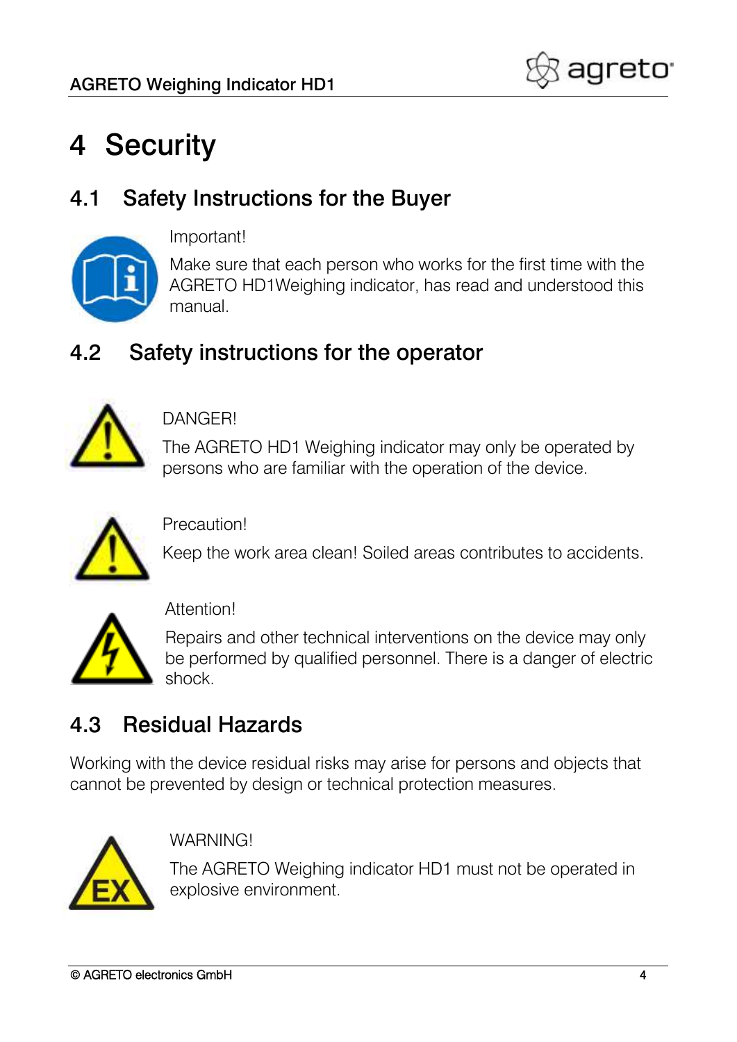# 4 Security

## 4.1 Safety Instructions for the Buyer

Important!

Make sure that each person who works for the first time with the AGRETO HD1Weighing indicator, has read and understood this manual.

## 4.2 Safety instructions for the operator

DANGER!

The AGRETO HD1 Weighing indicator may only be operated by persons who are familiar with the operation of the device.

Precaution!

Keep the work area clean! Soiled areas contributes to accidents.

Attention!

Repairs and other technical interventions on the device may only be performed by qualified personnel. There is a danger of electric shock.

## 4.3 Residual Hazards

Working with the device residual risks may arise for persons and objects that cannot be prevented by design or technical protection measures.

WARNING!

The AGRETO Weighing indicator HD1 must not be operated in explosive environment.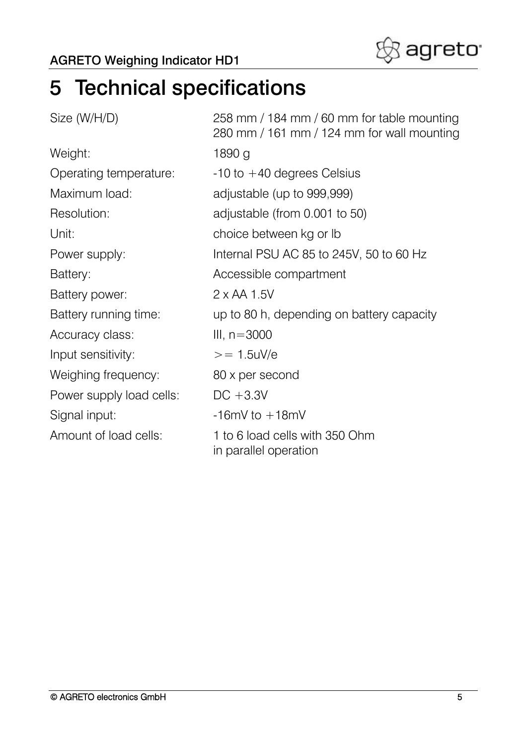# 5 Technical specifications

| | |
|---|---|
| Size (W/H/D) | 258 mm / 184 mm / 60 mm for table mounting<br>280 mm / 161 mm / 124 mm for wall mounting |
| Weight: | 1890 g |
| Operating temperature: | -10 to +40 degrees Celsius |
| Maximum load: | adjustable (up to 999,999) |
| Resolution: | adjustable (from 0.001 to 50) |
| Unit: | choice between kg or lb |
| Power supply: | Internal PSU AC 85 to 245V, 50 to 60 Hz |
| Battery: | Accessible compartment |
| Battery power: | 2 x AA 1.5V |
| Battery running time: | up to 80 h, depending on battery capacity |
| Accuracy class: | III, n=3000 |
| Input sensitivity: | >= 1.5uV/e |
| Weighing frequency: | 80 x per second |
| Power supply load cells: | DC +3.3V |
| Signal input: | -16mV to +18mV |
| Amount of load cells: | 1 to 6 load cells with 350 Ohm<br>in parallel operation |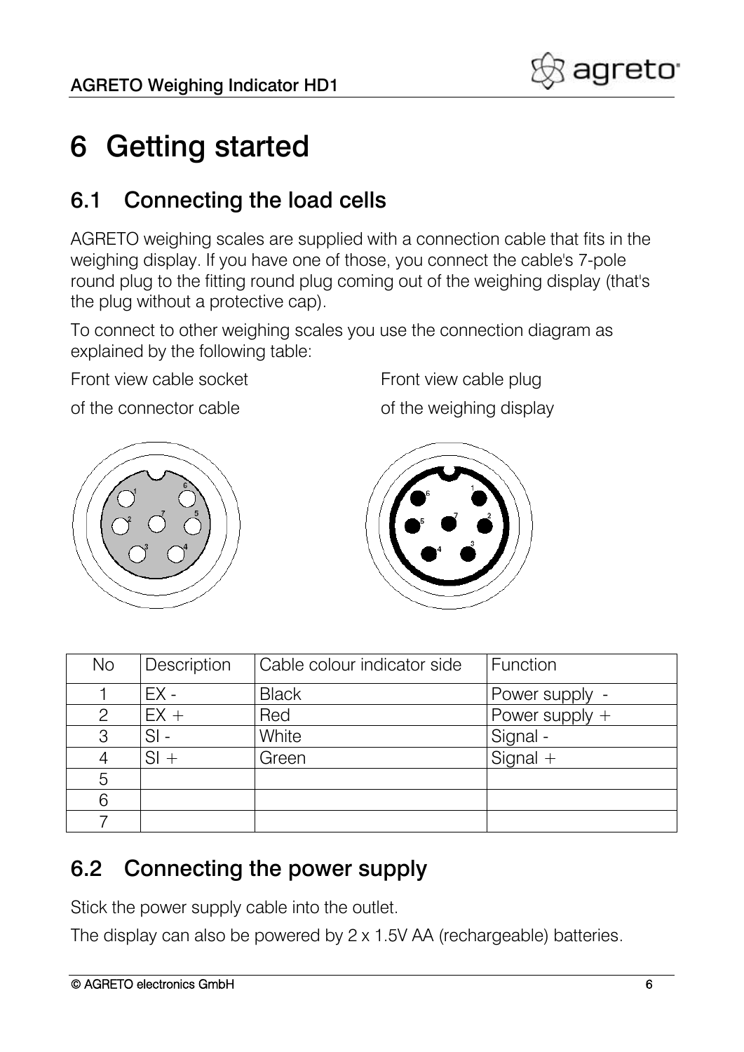# 6 Getting started

## 6.1 Connecting the load cells

AGRETO weighing scales are supplied with a connection cable that fits in the weighing display. If you have one of those, you connect the cable's 7-pole round plug to the fitting round plug coming out of the weighing display (that's the plug without a protective cap).

To connect to other weighing scales you use the connection diagram as explained by the following table:

Front view cable socket of the connector cable

Front view cable plug of the weighing display

| No | Description | Cable colour indicator side | Function |
|---|---|---|---|
| 1 | EX - | Black | Power supply - |
| 2 | EX + | Red | Power supply + |
| 3 | SI - | White | Signal - |
| 4 | SI + | Green | Signal + |
| 5 | | | |
| 6 | | | |
| 7 | | | |

## 6.2 Connecting the power supply

Stick the power supply cable into the outlet.

The display can also be powered by 2 x 1.5V AA (rechargeable) batteries.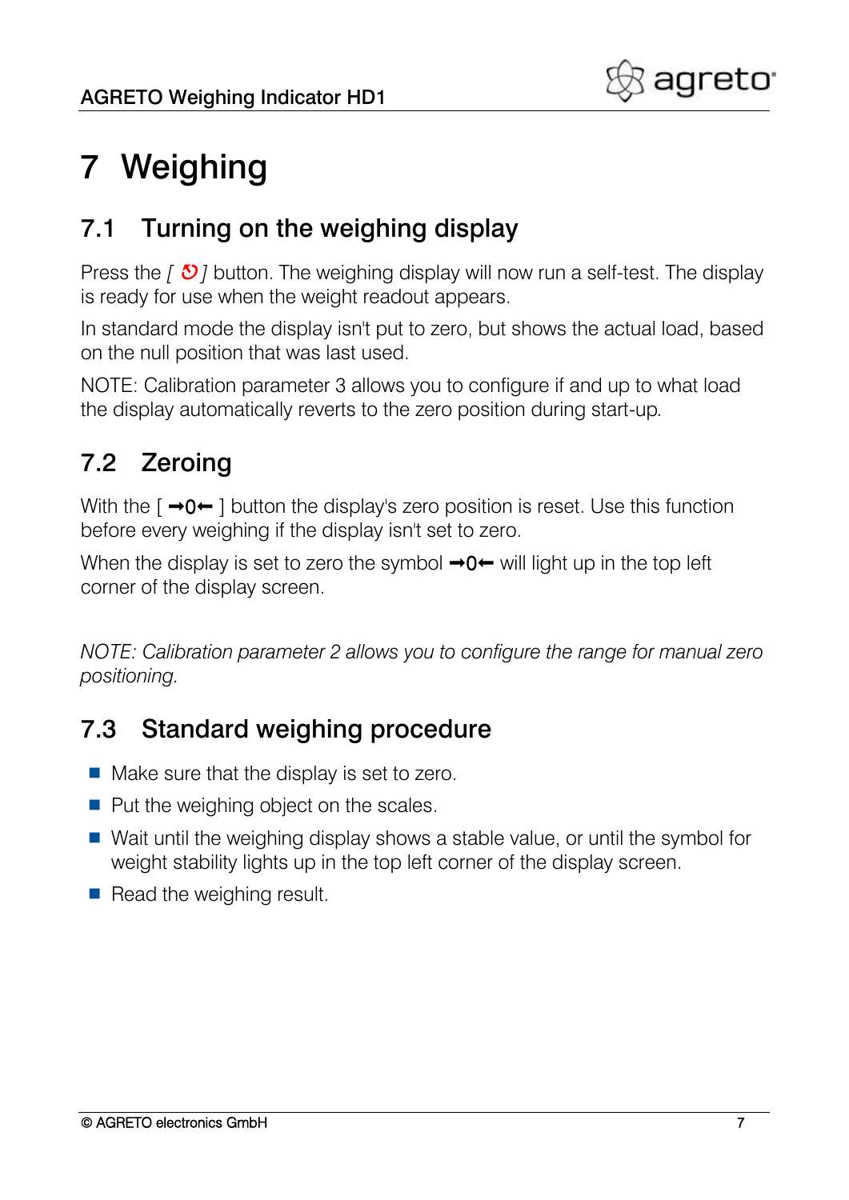# 7 Weighing

## 7.1 Turning on the weighing display

Press the *[ ⏻ ]* button. The weighing display will now run a self-test. The display is ready for use when the weight readout appears.

In standard mode the display isn't put to zero, but shows the actual load, based on the null position that was last used.

NOTE: Calibration parameter 3 allows you to configure if and up to what load the display automatically reverts to the zero position during start-up.

## 7.2 Zeroing

With the [ →0← ] button the display's zero position is reset. Use this function before every weighing if the display isn't set to zero.

When the display is set to zero the symbol →0← will light up in the top left corner of the display screen.

*NOTE: Calibration parameter 2 allows you to configure the range for manual zero positioning.*

## 7.3 Standard weighing procedure

- Make sure that the display is set to zero.
- Put the weighing object on the scales.
- Wait until the weighing display shows a stable value, or until the symbol for weight stability lights up in the top left corner of the display screen.
- Read the weighing result.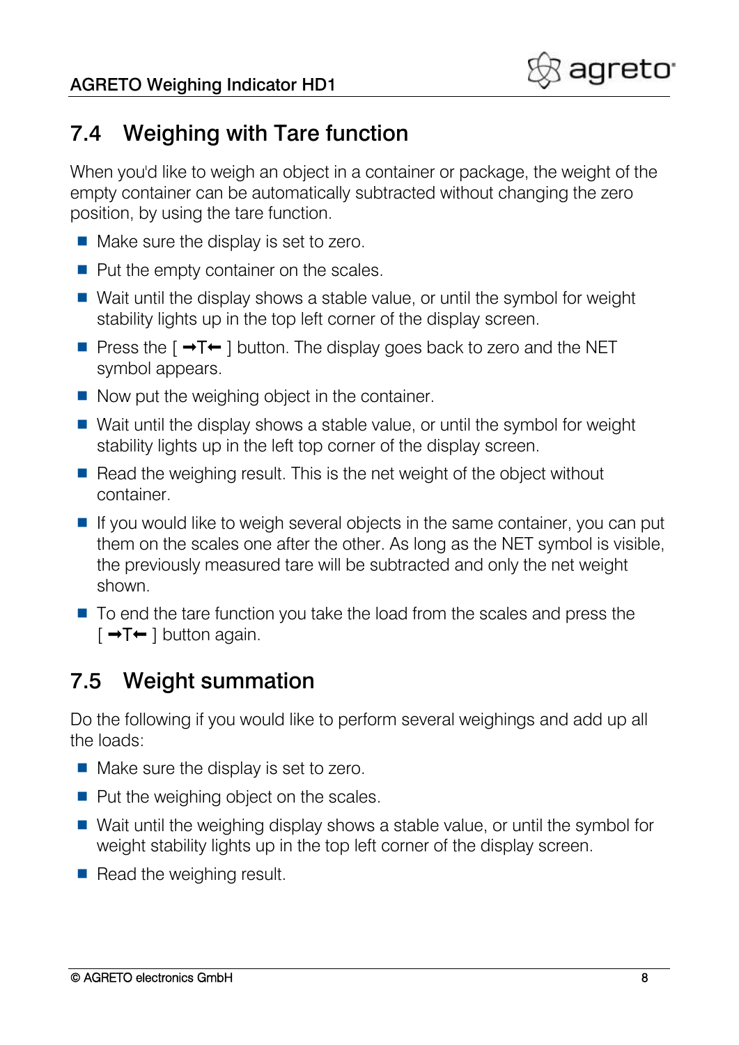## 7.4 Weighing with Tare function

When you'd like to weigh an object in a container or package, the weight of the empty container can be automatically subtracted without changing the zero position, by using the tare function.

- Make sure the display is set to zero.
- Put the empty container on the scales.
- Wait until the display shows a stable value, or until the symbol for weight stability lights up in the top left corner of the display screen.
- Press the [ ➞T⬅ ] button. The display goes back to zero and the NET symbol appears.
- Now put the weighing object in the container.
- Wait until the display shows a stable value, or until the symbol for weight stability lights up in the left top corner of the display screen.
- Read the weighing result. This is the net weight of the object without container.
- If you would like to weigh several objects in the same container, you can put them on the scales one after the other. As long as the NET symbol is visible, the previously measured tare will be subtracted and only the net weight shown.
- To end the tare function you take the load from the scales and press the [ ➞T⬅ ] button again.

## 7.5 Weight summation

Do the following if you would like to perform several weighings and add up all the loads:

- Make sure the display is set to zero.
- Put the weighing object on the scales.
- Wait until the weighing display shows a stable value, or until the symbol for weight stability lights up in the top left corner of the display screen.
- Read the weighing result.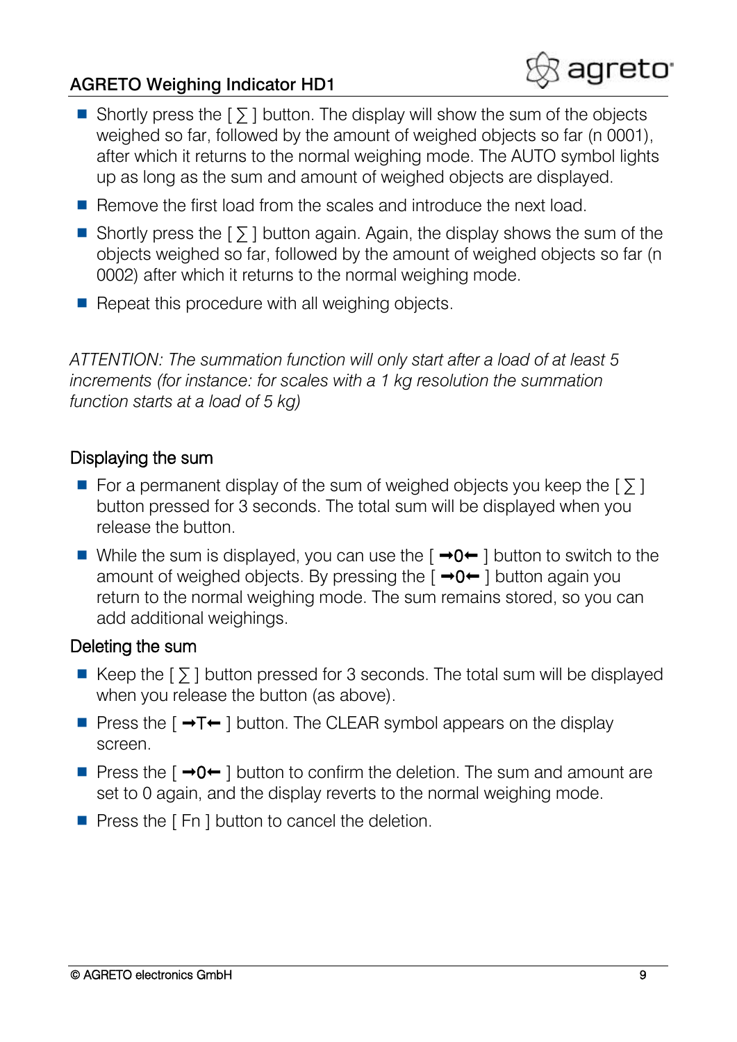- Shortly press the [ ∑ ] button. The display will show the sum of the objects weighed so far, followed by the amount of weighed objects so far (n 0001), after which it returns to the normal weighing mode. The AUTO symbol lights up as long as the sum and amount of weighed objects are displayed.
- Remove the first load from the scales and introduce the next load.
- Shortly press the [ ∑ ] button again. Again, the display shows the sum of the objects weighed so far, followed by the amount of weighed objects so far (n 0002) after which it returns to the normal weighing mode.
- Repeat this procedure with all weighing objects.

*ATTENTION: The summation function will only start after a load of at least 5 increments (for instance: for scales with a 1 kg resolution the summation function starts at a load of 5 kg)*

## Displaying the sum

- For a permanent display of the sum of weighed objects you keep the [ ∑ ] button pressed for 3 seconds. The total sum will be displayed when you release the button.
- While the sum is displayed, you can use the [ **→0←** ] button to switch to the amount of weighed objects. By pressing the [ **→0←** ] button again you return to the normal weighing mode. The sum remains stored, so you can add additional weighings.

## Deleting the sum

- Keep the [ ∑ ] button pressed for 3 seconds. The total sum will be displayed when you release the button (as above).
- Press the [ **→T←** ] button. The CLEAR symbol appears on the display screen.
- Press the [ **→0←** ] button to confirm the deletion. The sum and amount are set to 0 again, and the display reverts to the normal weighing mode.
- Press the [ Fn ] button to cancel the deletion.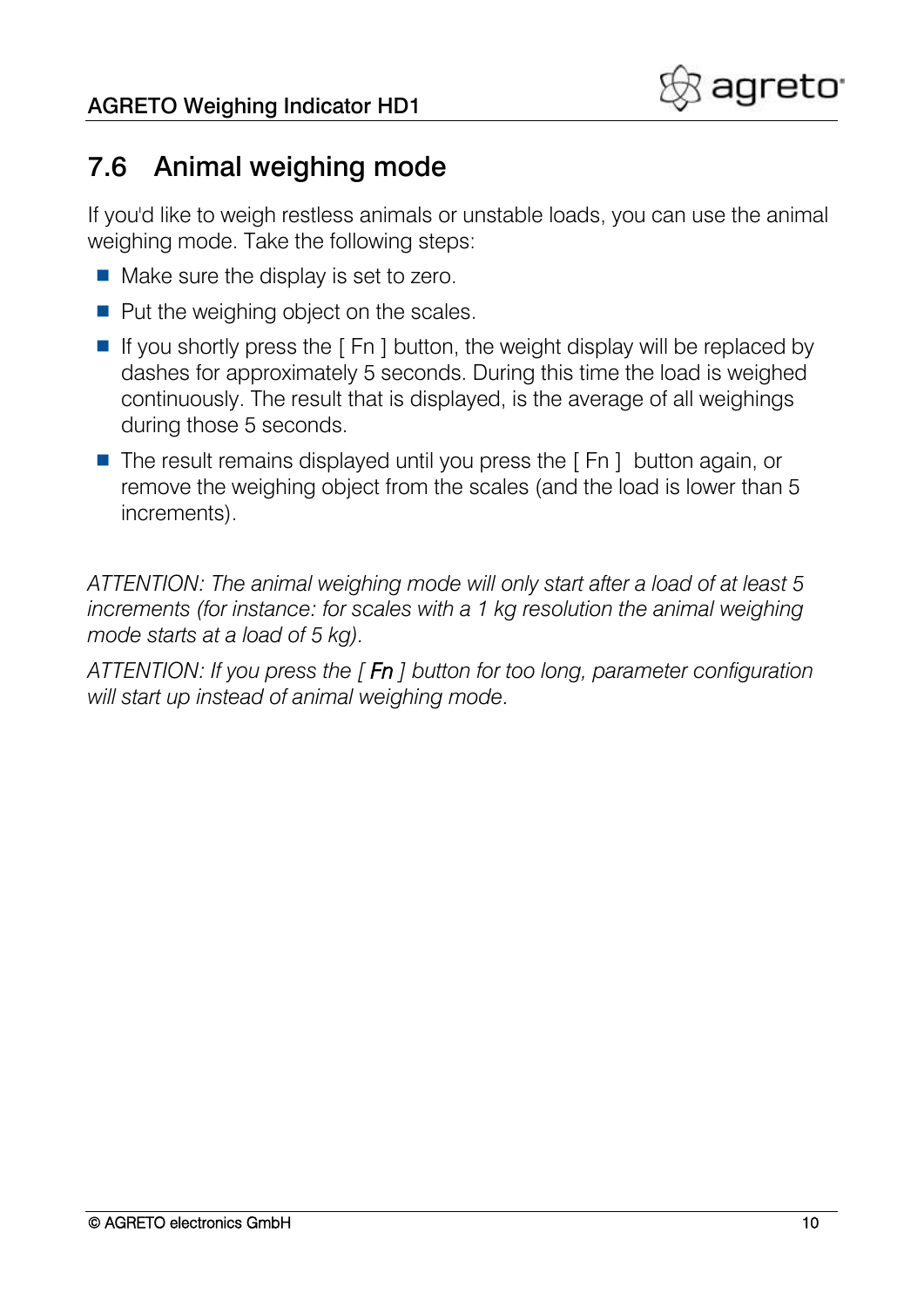## 7.6 Animal weighing mode

If you'd like to weigh restless animals or unstable loads, you can use the animal weighing mode. Take the following steps:

- Make sure the display is set to zero.
- Put the weighing object on the scales.
- If you shortly press the [ Fn ] button, the weight display will be replaced by dashes for approximately 5 seconds. During this time the load is weighed continuously. The result that is displayed, is the average of all weighings during those 5 seconds.
- The result remains displayed until you press the [ Fn ] button again, or remove the weighing object from the scales (and the load is lower than 5 increments).

*ATTENTION: The animal weighing mode will only start after a load of at least 5 increments (for instance: for scales with a 1 kg resolution the animal weighing mode starts at a load of 5 kg).*

*ATTENTION: If you press the [ Fn ] button for too long, parameter configuration will start up instead of animal weighing mode.*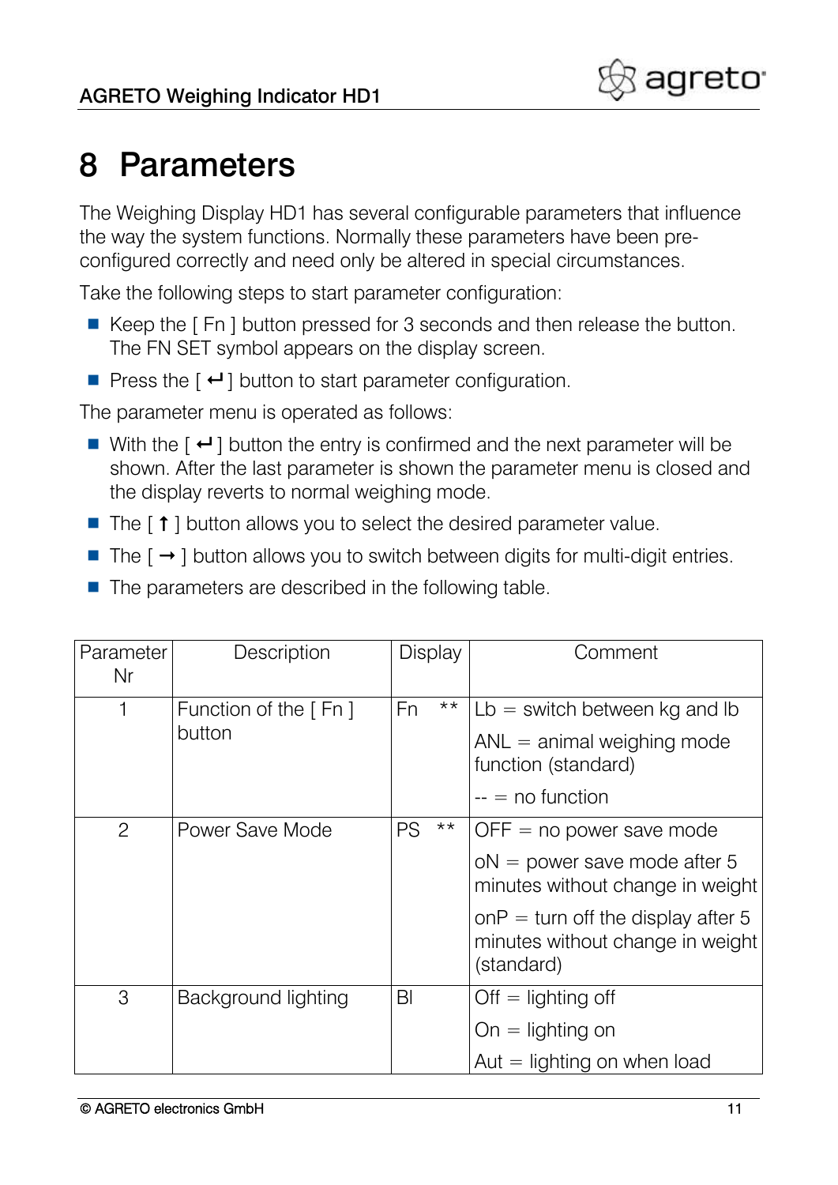# 8 Parameters

The Weighing Display HD1 has several configurable parameters that influence the way the system functions. Normally these parameters have been pre-configured correctly and need only be altered in special circumstances.

Take the following steps to start parameter configuration:

- Keep the [ Fn ] button pressed for 3 seconds and then release the button. The FN SET symbol appears on the display screen.
- Press the [ ↵ ] button to start parameter configuration.

The parameter menu is operated as follows:

- With the [ ↵ ] button the entry is confirmed and the next parameter will be shown. After the last parameter is shown the parameter menu is closed and the display reverts to normal weighing mode.
- The [ ↑ ] button allows you to select the desired parameter value.
- The [ → ] button allows you to switch between digits for multi-digit entries.
- The parameters are described in the following table.

| Parameter Nr | Description | Display | Comment |
|---|---|---|---|
| 1 | Function of the [ Fn ] button | Fn ** | Lb = switch between kg and lb<br>ANL = animal weighing mode function (standard)<br>-- = no function |
| 2 | Power Save Mode | PS ** | OFF = no power save mode<br>oN = power save mode after 5 minutes without change in weight<br>onP = turn off the display after 5 minutes without change in weight (standard) |
| 3 | Background lighting | Bl | Off = lighting off<br>On = lighting on<br>Aut = lighting on when load |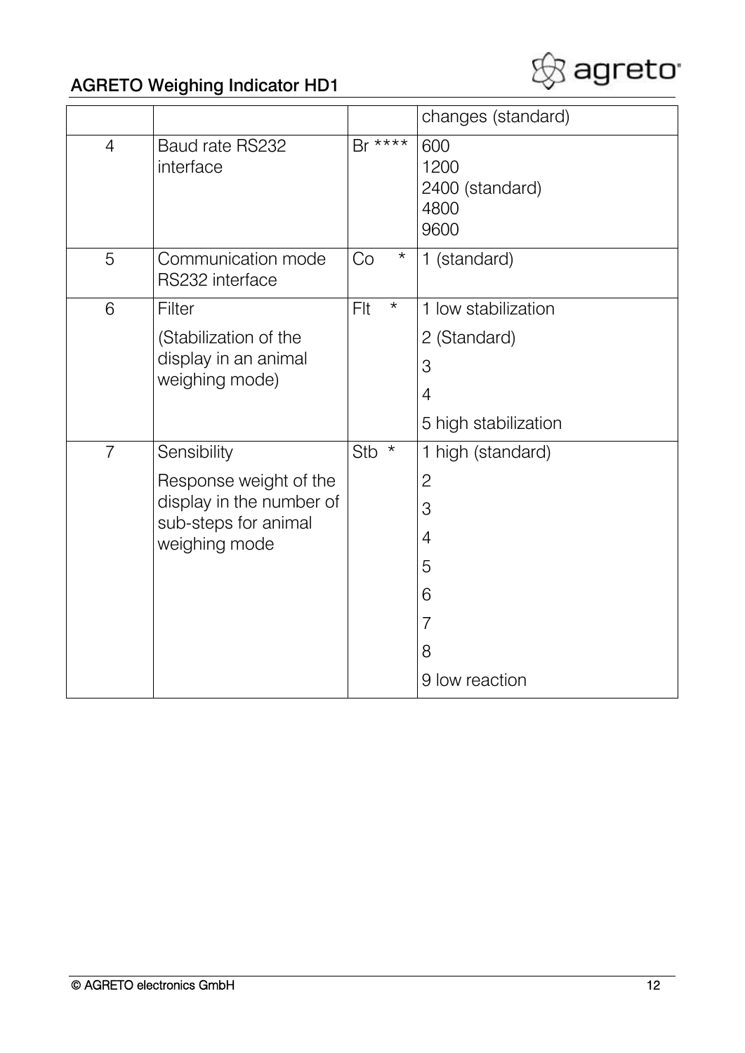|  |  |  | changes (standard) |
|---|---|---|---|
| 4 | Baud rate RS232 interface | Br **** | 600<br>1200<br>2400 (standard)<br>4800<br>9600 |
| 5 | Communication mode RS232 interface | Co * | 1 (standard) |
| 6 | Filter<br>(Stabilization of the display in an animal weighing mode) | Flt * | 1 low stabilization<br>2 (Standard)<br>3<br>4<br>5 high stabilization |
| 7 | Sensibility<br>Response weight of the display in the number of sub-steps for animal weighing mode | Stb * | 1 high (standard)<br>2<br>3<br>4<br>5<br>6<br>7<br>8<br>9 low reaction |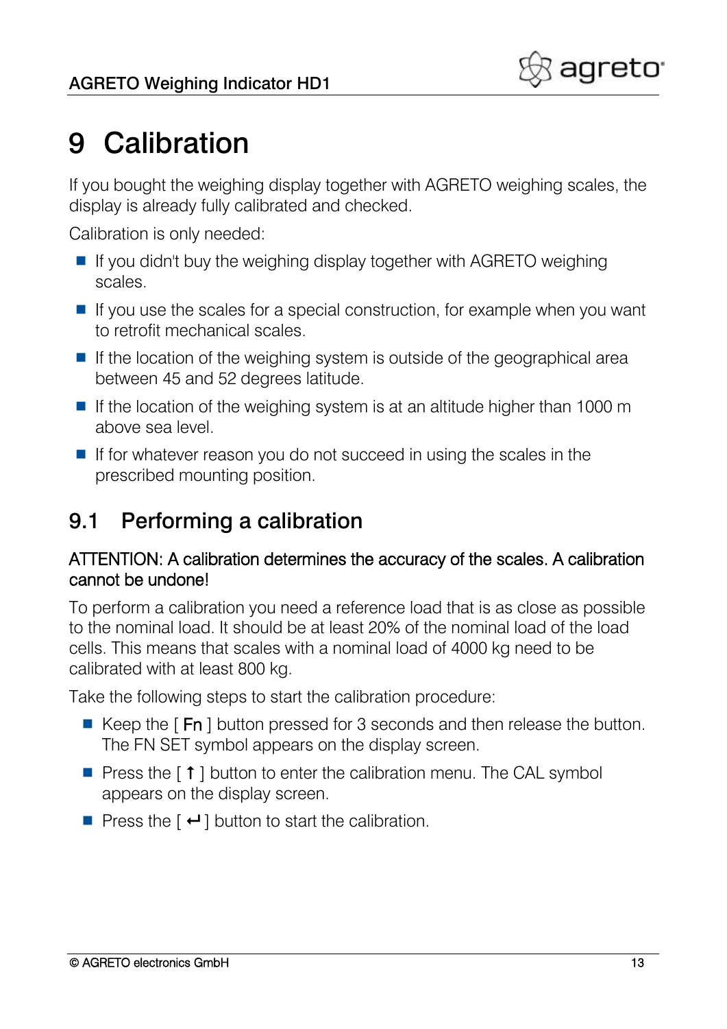# 9 Calibration

If you bought the weighing display together with AGRETO weighing scales, the display is already fully calibrated and checked.

Calibration is only needed:

- If you didn't buy the weighing display together with AGRETO weighing scales.
- If you use the scales for a special construction, for example when you want to retrofit mechanical scales.
- If the location of the weighing system is outside of the geographical area between 45 and 52 degrees latitude.
- If the location of the weighing system is at an altitude higher than 1000 m above sea level.
- If for whatever reason you do not succeed in using the scales in the prescribed mounting position.

## 9.1 Performing a calibration

ATTENTION: A calibration determines the accuracy of the scales. A calibration cannot be undone!

To perform a calibration you need a reference load that is as close as possible to the nominal load. It should be at least 20% of the nominal load of the load cells. This means that scales with a nominal load of 4000 kg need to be calibrated with at least 800 kg.

Take the following steps to start the calibration procedure:

- Keep the [ Fn ] button pressed for 3 seconds and then release the button. The FN SET symbol appears on the display screen.
- Press the [ ↑ ] button to enter the calibration menu. The CAL symbol appears on the display screen.
- Press the [ ↵ ] button to start the calibration.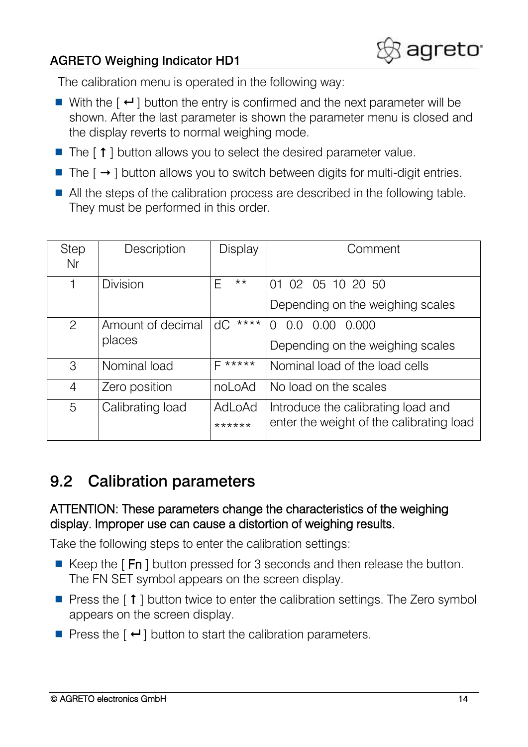The calibration menu is operated in the following way:

- With the [ ↵ ] button the entry is confirmed and the next parameter will be shown. After the last parameter is shown the parameter menu is closed and the display reverts to normal weighing mode.
- The [ ↑ ] button allows you to select the desired parameter value.
- The [ → ] button allows you to switch between digits for multi-digit entries.
- All the steps of the calibration process are described in the following table. They must be performed in this order.

| Step Nr | Description | Display | Comment |
|---|---|---|---|
| 1 | Division | E ** | 01 02 05 10 20 50<br>Depending on the weighing scales |
| 2 | Amount of decimal places | dC **** | 0 0.0 0.00 0.000<br>Depending on the weighing scales |
| 3 | Nominal load | F ***** | Nominal load of the load cells |
| 4 | Zero position | noLoAd | No load on the scales |
| 5 | Calibrating load | AdLoAd ****** | Introduce the calibrating load and enter the weight of the calibrating load |

## 9.2 Calibration parameters

ATTENTION: These parameters change the characteristics of the weighing display. Improper use can cause a distortion of weighing results.

Take the following steps to enter the calibration settings:

- Keep the [ Fn ] button pressed for 3 seconds and then release the button. The FN SET symbol appears on the screen display.
- Press the [ ↑ ] button twice to enter the calibration settings. The Zero symbol appears on the screen display.
- Press the [ ↵ ] button to start the calibration parameters.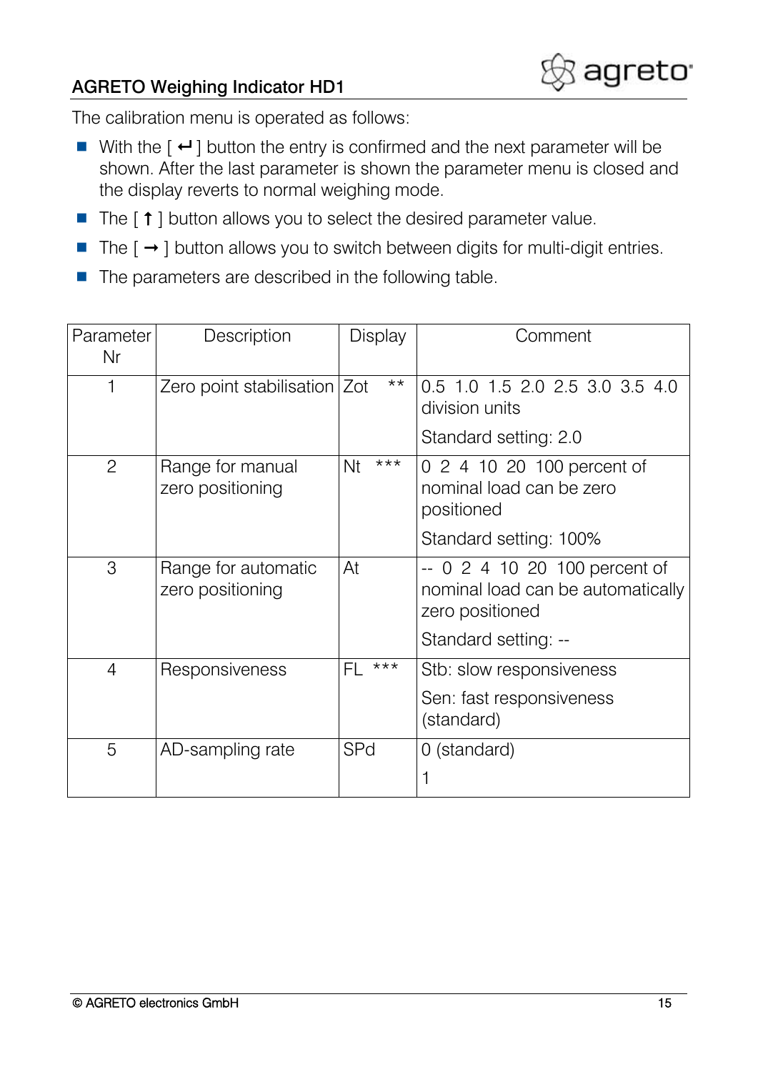The calibration menu is operated as follows:

- With the [ ↵ ] button the entry is confirmed and the next parameter will be shown. After the last parameter is shown the parameter menu is closed and the display reverts to normal weighing mode.
- The [ ↑ ] button allows you to select the desired parameter value.
- The [ → ] button allows you to switch between digits for multi-digit entries.
- The parameters are described in the following table.

| Parameter Nr | Description | Display | Comment |
|---|---|---|---|
| 1 | Zero point stabilisation | Zot ** | 0.5 1.0 1.5 2.0 2.5 3.0 3.5 4.0 division units<br>Standard setting: 2.0 |
| 2 | Range for manual zero positioning | Nt *** | 0 2 4 10 20 100 percent of nominal load can be zero positioned<br>Standard setting: 100% |
| 3 | Range for automatic zero positioning | At | -- 0 2 4 10 20 100 percent of nominal load can be automatically zero positioned<br>Standard setting: -- |
| 4 | Responsiveness | FL *** | Stb: slow responsiveness<br>Sen: fast responsiveness (standard) |
| 5 | AD-sampling rate | SPd | 0 (standard)<br>1 |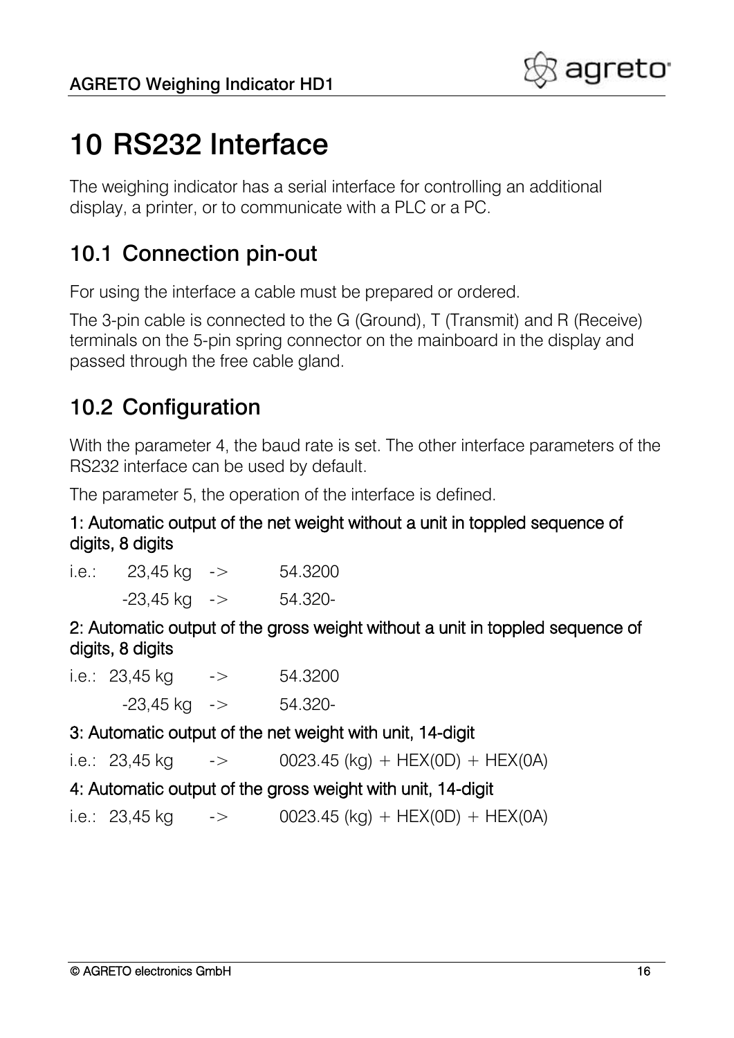# 10 RS232 Interface

The weighing indicator has a serial interface for controlling an additional display, a printer, or to communicate with a PLC or a PC.

## 10.1 Connection pin-out

For using the interface a cable must be prepared or ordered.

The 3-pin cable is connected to the G (Ground), T (Transmit) and R (Receive) terminals on the 5-pin spring connector on the mainboard in the display and passed through the free cable gland.

## 10.2 Configuration

With the parameter 4, the baud rate is set. The other interface parameters of the RS232 interface can be used by default.

The parameter 5, the operation of the interface is defined.

**1: Automatic output of the net weight without a unit in toppled sequence of digits, 8 digits**

i.e.: 23,45 kg -> 54.3200

-23,45 kg -> 54.320-

**2: Automatic output of the gross weight without a unit in toppled sequence of digits, 8 digits**

i.e.: 23,45 kg -> 54.3200

-23,45 kg -> 54.320-

**3: Automatic output of the net weight with unit, 14-digit**

i.e.: 23,45 kg -> 0023.45 (kg) + HEX(0D) + HEX(0A)

**4: Automatic output of the gross weight with unit, 14-digit**

i.e.: 23,45 kg -> 0023.45 (kg) + HEX(0D) + HEX(0A)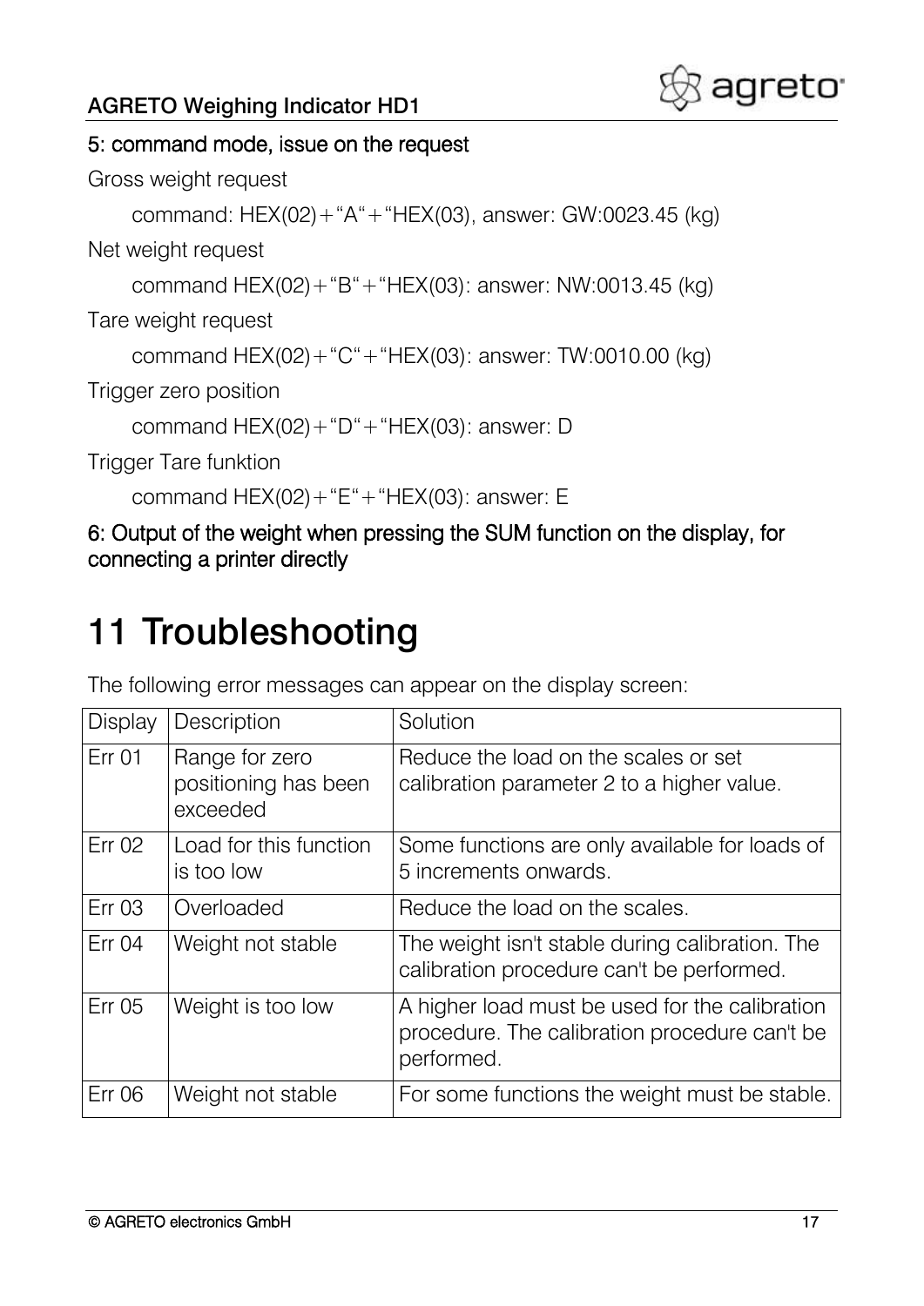5: command mode, issue on the request

Gross weight request

command: HEX(02)+“A“+“HEX(03), answer: GW:0023.45 (kg)

Net weight request

command HEX(02)+“B“+“HEX(03): answer: NW:0013.45 (kg)

Tare weight request

command HEX(02)+“C“+“HEX(03): answer: TW:0010.00 (kg)

Trigger zero position

command HEX(02)+“D“+“HEX(03): answer: D

Trigger Tare funktion

command HEX(02)+“E“+“HEX(03): answer: E

6: Output of the weight when pressing the SUM function on the display, for connecting a printer directly

# 11 Troubleshooting

The following error messages can appear on the display screen:

| Display | Description | Solution |
| --- | --- | --- |
| Err 01 | Range for zero positioning has been exceeded | Reduce the load on the scales or set calibration parameter 2 to a higher value. |
| Err 02 | Load for this function is too low | Some functions are only available for loads of 5 increments onwards. |
| Err 03 | Overloaded | Reduce the load on the scales. |
| Err 04 | Weight not stable | The weight isn't stable during calibration. The calibration procedure can't be performed. |
| Err 05 | Weight is too low | A higher load must be used for the calibration procedure. The calibration procedure can't be performed. |
| Err 06 | Weight not stable | For some functions the weight must be stable. |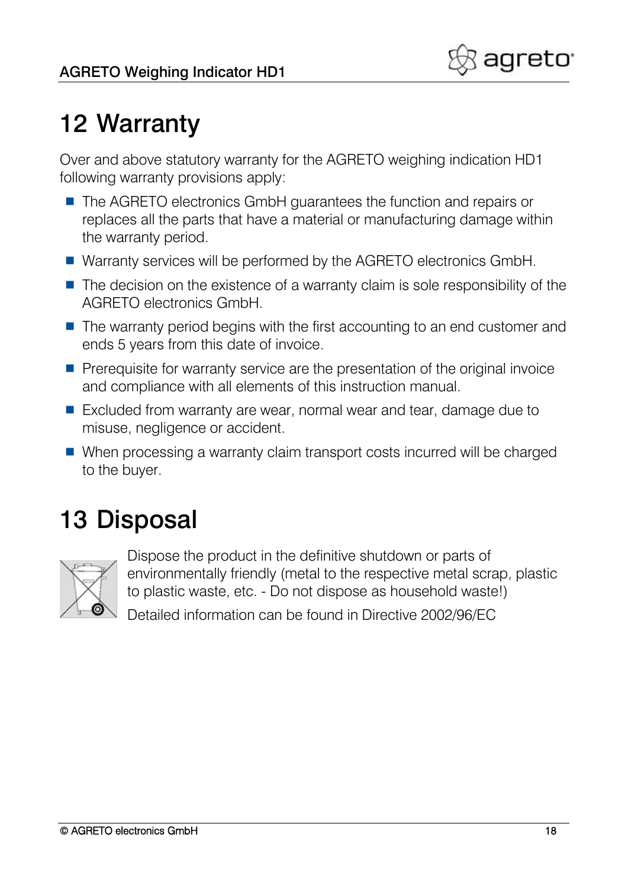# 12 Warranty

Over and above statutory warranty for the AGRETO weighing indication HD1 following warranty provisions apply:

- The AGRETO electronics GmbH guarantees the function and repairs or replaces all the parts that have a material or manufacturing damage within the warranty period.
- Warranty services will be performed by the AGRETO electronics GmbH.
- The decision on the existence of a warranty claim is sole responsibility of the AGRETO electronics GmbH.
- The warranty period begins with the first accounting to an end customer and ends 5 years from this date of invoice.
- Prerequisite for warranty service are the presentation of the original invoice and compliance with all elements of this instruction manual.
- Excluded from warranty are wear, normal wear and tear, damage due to misuse, negligence or accident.
- When processing a warranty claim transport costs incurred will be charged to the buyer.

# 13 Disposal

Dispose the product in the definitive shutdown or parts of environmentally friendly (metal to the respective metal scrap, plastic to plastic waste, etc. - Do not dispose as household waste!)

Detailed information can be found in Directive 2002/96/EC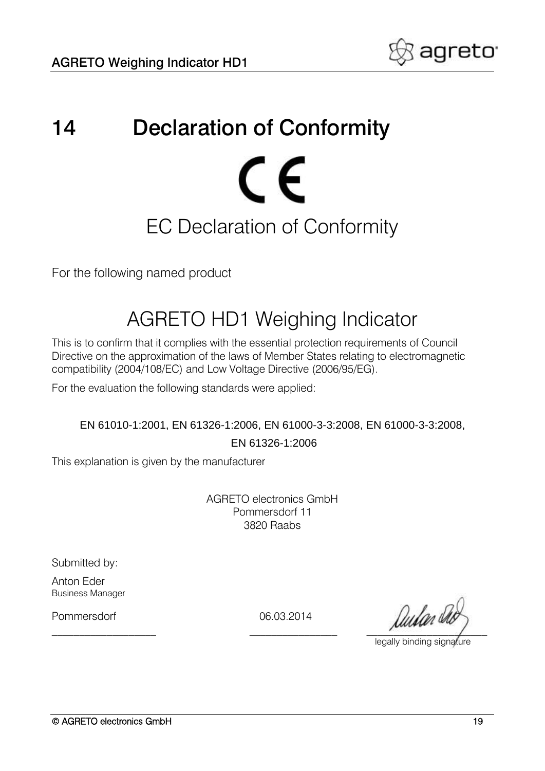# 14 Declaration of Conformity

CE

## EC Declaration of Conformity

For the following named product

## AGRETO HD1 Weighing Indicator

This is to confirm that it complies with the essential protection requirements of Council Directive on the approximation of the laws of Member States relating to electromagnetic compatibility (2004/108/EC) and Low Voltage Directive (2006/95/EG).

For the evaluation the following standards were applied:

EN 61010-1:2001, EN 61326-1:2006, EN 61000-3-3:2008, EN 61000-3-3:2008, EN 61326-1:2006

This explanation is given by the manufacturer

AGRETO electronics GmbH
Pommersdorf 11
3820 Raabs

Submitted by:

Anton Eder
Business Manager

Pommersdorf 06.03.2014

legally binding signature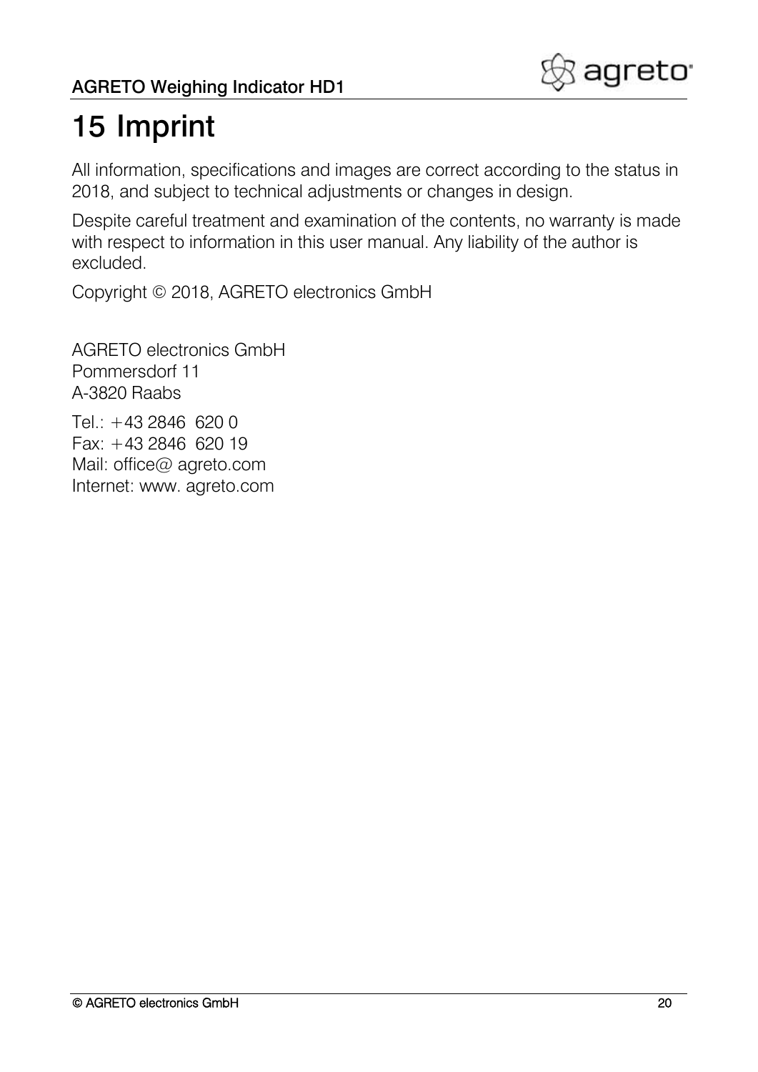# 15 Imprint

All information, specifications and images are correct according to the status in 2018, and subject to technical adjustments or changes in design.

Despite careful treatment and examination of the contents, no warranty is made with respect to information in this user manual. Any liability of the author is excluded.

Copyright © 2018, AGRETO electronics GmbH

AGRETO electronics GmbH
Pommersdorf 11
A-3820 Raabs

Tel.: +43 2846 620 0
Fax: +43 2846 620 19
Mail: office@ agreto.com
Internet: www. agreto.com